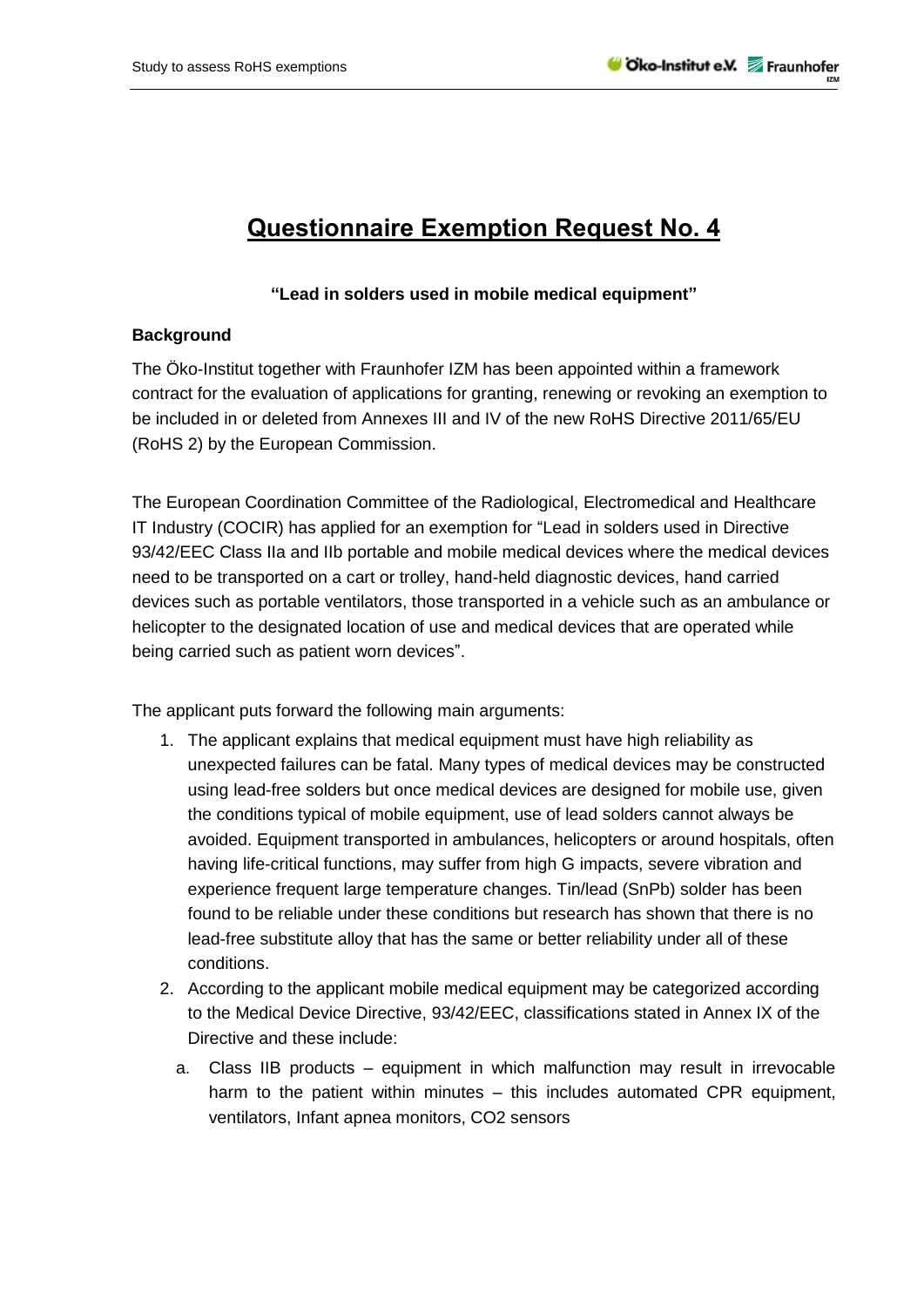# Questionnaire Exemption Request No. 4

**"Lead in solders used in mobile medical equipment"**

**Background**

The Öko-Institut together with Fraunhofer IZM has been appointed within a framework contract for the evaluation of applications for granting, renewing or revoking an exemption to be included in or deleted from Annexes III and IV of the new RoHS Directive 2011/65/EU (RoHS 2) by the European Commission.

The European Coordination Committee of the Radiological, Electromedical and Healthcare IT Industry (COCIR) has applied for an exemption for "Lead in solders used in Directive 93/42/EEC Class IIa and IIb portable and mobile medical devices where the medical devices need to be transported on a cart or trolley, hand-held diagnostic devices, hand carried devices such as portable ventilators, those transported in a vehicle such as an ambulance or helicopter to the designated location of use and medical devices that are operated while being carried such as patient worn devices".

The applicant puts forward the following main arguments:

1. The applicant explains that medical equipment must have high reliability as unexpected failures can be fatal. Many types of medical devices may be constructed using lead-free solders but once medical devices are designed for mobile use, given the conditions typical of mobile equipment, use of lead solders cannot always be avoided. Equipment transported in ambulances, helicopters or around hospitals, often having life-critical functions, may suffer from high G impacts, severe vibration and experience frequent large temperature changes. Tin/lead (SnPb) solder has been found to be reliable under these conditions but research has shown that there is no lead-free substitute alloy that has the same or better reliability under all of these conditions.
2. According to the applicant mobile medical equipment may be categorized according to the Medical Device Directive, 93/42/EEC, classifications stated in Annex IX of the Directive and these include:
   a. Class IIB products – equipment in which malfunction may result in irrevocable harm to the patient within minutes – this includes automated CPR equipment, ventilators, Infant apnea monitors, $CO_2$ sensors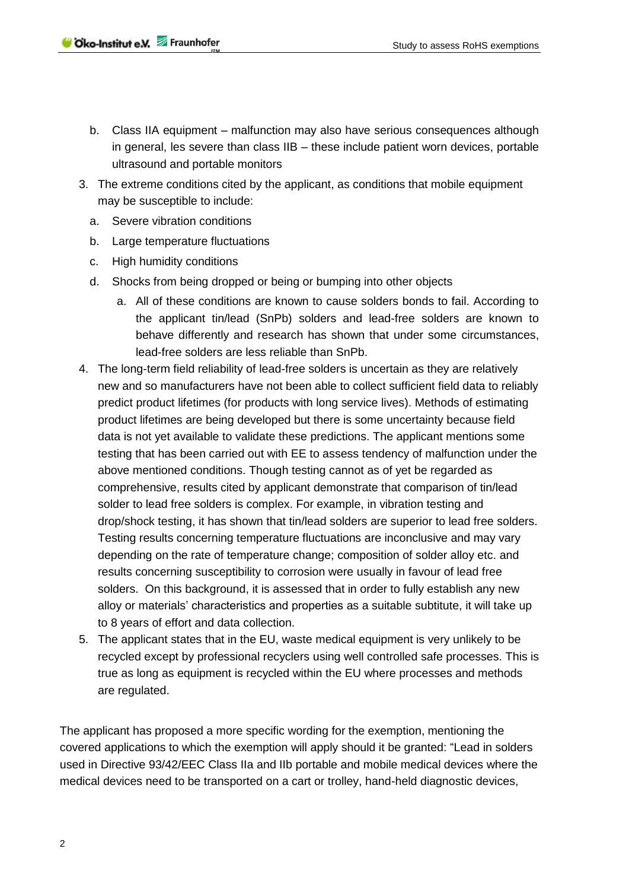b. Class IIA equipment – malfunction may also have serious consequences although in general, les severe than class IIB – these include patient worn devices, portable ultrasound and portable monitors

3. The extreme conditions cited by the applicant, as conditions that mobile equipment may be susceptible to include:
   a. Severe vibration conditions
   b. Large temperature fluctuations
   c. High humidity conditions
   d. Shocks from being dropped or being or bumping into other objects
      a. All of these conditions are known to cause solders bonds to fail. According to the applicant tin/lead (SnPb) solders and lead-free solders are known to behave differently and research has shown that under some circumstances, lead-free solders are less reliable than SnPb.

4. The long-term field reliability of lead-free solders is uncertain as they are relatively new and so manufacturers have not been able to collect sufficient field data to reliably predict product lifetimes (for products with long service lives). Methods of estimating product lifetimes are being developed but there is some uncertainty because field data is not yet available to validate these predictions. The applicant mentions some testing that has been carried out with EE to assess tendency of malfunction under the above mentioned conditions. Though testing cannot as of yet be regarded as comprehensive, results cited by applicant demonstrate that comparison of tin/lead solder to lead free solders is complex. For example, in vibration testing and drop/shock testing, it has shown that tin/lead solders are superior to lead free solders. Testing results concerning temperature fluctuations are inconclusive and may vary depending on the rate of temperature change; composition of solder alloy etc. and results concerning susceptibility to corrosion were usually in favour of lead free solders. On this background, it is assessed that in order to fully establish any new alloy or materials' characteristics and properties as a suitable subtitute, it will take up to 8 years of effort and data collection.

5. The applicant states that in the EU, waste medical equipment is very unlikely to be recycled except by professional recyclers using well controlled safe processes. This is true as long as equipment is recycled within the EU where processes and methods are regulated.

The applicant has proposed a more specific wording for the exemption, mentioning the covered applications to which the exemption will apply should it be granted: "Lead in solders used in Directive 93/42/EEC Class IIa and IIb portable and mobile medical devices where the medical devices need to be transported on a cart or trolley, hand-held diagnostic devices,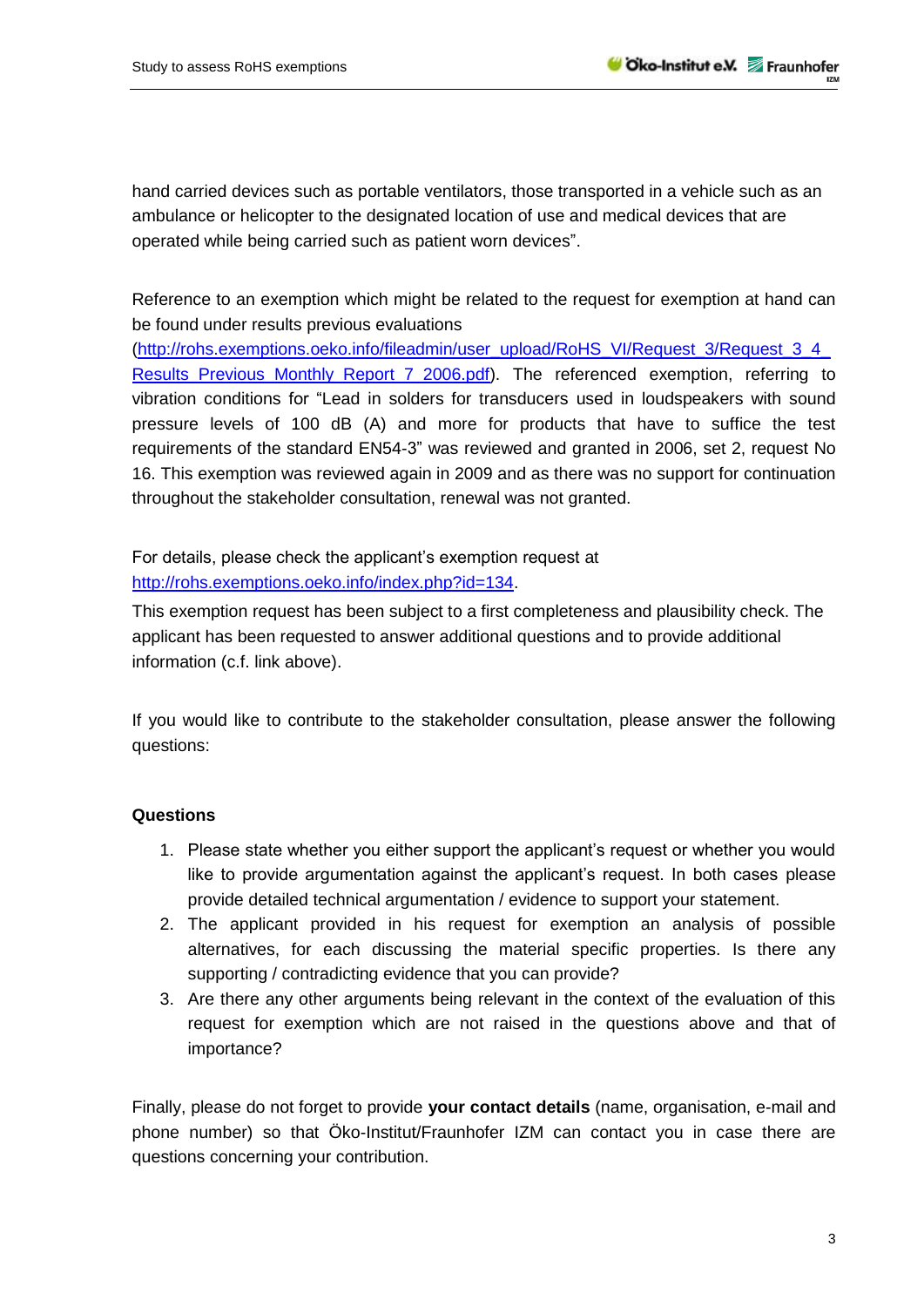hand carried devices such as portable ventilators, those transported in a vehicle such as an ambulance or helicopter to the designated location of use and medical devices that are operated while being carried such as patient worn devices".

Reference to an exemption which might be related to the request for exemption at hand can be found under results previous evaluations (http://rohs.exemptions.oeko.info/fileadmin/user_upload/RoHS_VI/Request_3/Request_3_4_Results_Previous_Monthly_Report_7_2006.pdf). The referenced exemption, referring to vibration conditions for "Lead in solders for transducers used in loudspeakers with sound pressure levels of 100 dB (A) and more for products that have to suffice the test requirements of the standard EN54-3" was reviewed and granted in 2006, set 2, request No 16. This exemption was reviewed again in 2009 and as there was no support for continuation throughout the stakeholder consultation, renewal was not granted.

For details, please check the applicant's exemption request at http://rohs.exemptions.oeko.info/index.php?id=134.

This exemption request has been subject to a first completeness and plausibility check. The applicant has been requested to answer additional questions and to provide additional information (c.f. link above).

If you would like to contribute to the stakeholder consultation, please answer the following questions:

**Questions**

1. Please state whether you either support the applicant's request or whether you would like to provide argumentation against the applicant's request. In both cases please provide detailed technical argumentation / evidence to support your statement.
2. The applicant provided in his request for exemption an analysis of possible alternatives, for each discussing the material specific properties. Is there any supporting / contradicting evidence that you can provide?
3. Are there any other arguments being relevant in the context of the evaluation of this request for exemption which are not raised in the questions above and that of importance?

Finally, please do not forget to provide **your contact details** (name, organisation, e-mail and phone number) so that Öko-Institut/Fraunhofer IZM can contact you in case there are questions concerning your contribution.